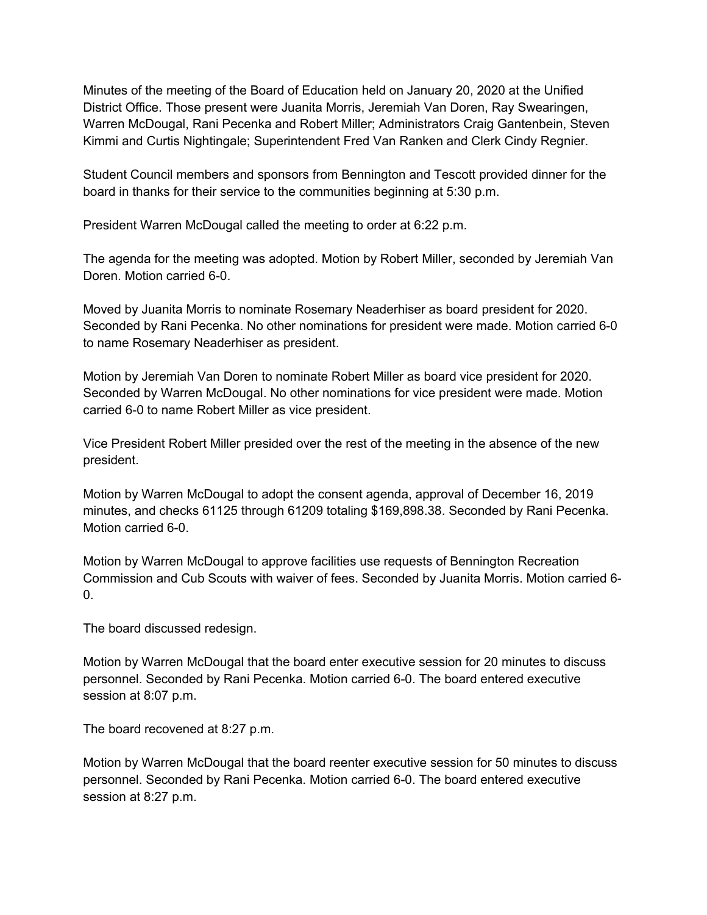Minutes of the meeting of the Board of Education held on January 20, 2020 at the Unified District Office. Those present were Juanita Morris, Jeremiah Van Doren, Ray Swearingen, Warren McDougal, Rani Pecenka and Robert Miller; Administrators Craig Gantenbein, Steven Kimmi and Curtis Nightingale; Superintendent Fred Van Ranken and Clerk Cindy Regnier.

Student Council members and sponsors from Bennington and Tescott provided dinner for the board in thanks for their service to the communities beginning at 5:30 p.m.

President Warren McDougal called the meeting to order at 6:22 p.m.

The agenda for the meeting was adopted. Motion by Robert Miller, seconded by Jeremiah Van Doren. Motion carried 6-0.

Moved by Juanita Morris to nominate Rosemary Neaderhiser as board president for 2020. Seconded by Rani Pecenka. No other nominations for president were made. Motion carried 6-0 to name Rosemary Neaderhiser as president.

Motion by Jeremiah Van Doren to nominate Robert Miller as board vice president for 2020. Seconded by Warren McDougal. No other nominations for vice president were made. Motion carried 6-0 to name Robert Miller as vice president.

Vice President Robert Miller presided over the rest of the meeting in the absence of the new president.

Motion by Warren McDougal to adopt the consent agenda, approval of December 16, 2019 minutes, and checks 61125 through 61209 totaling $169,898.38. Seconded by Rani Pecenka. Motion carried 6-0.

Motion by Warren McDougal to approve facilities use requests of Bennington Recreation Commission and Cub Scouts with waiver of fees. Seconded by Juanita Morris. Motion carried 6-0.

The board discussed redesign.

Motion by Warren McDougal that the board enter executive session for 20 minutes to discuss personnel. Seconded by Rani Pecenka. Motion carried 6-0. The board entered executive session at 8:07 p.m.

The board recovened at 8:27 p.m.

Motion by Warren McDougal that the board reenter executive session for 50 minutes to discuss personnel. Seconded by Rani Pecenka. Motion carried 6-0. The board entered executive session at 8:27 p.m.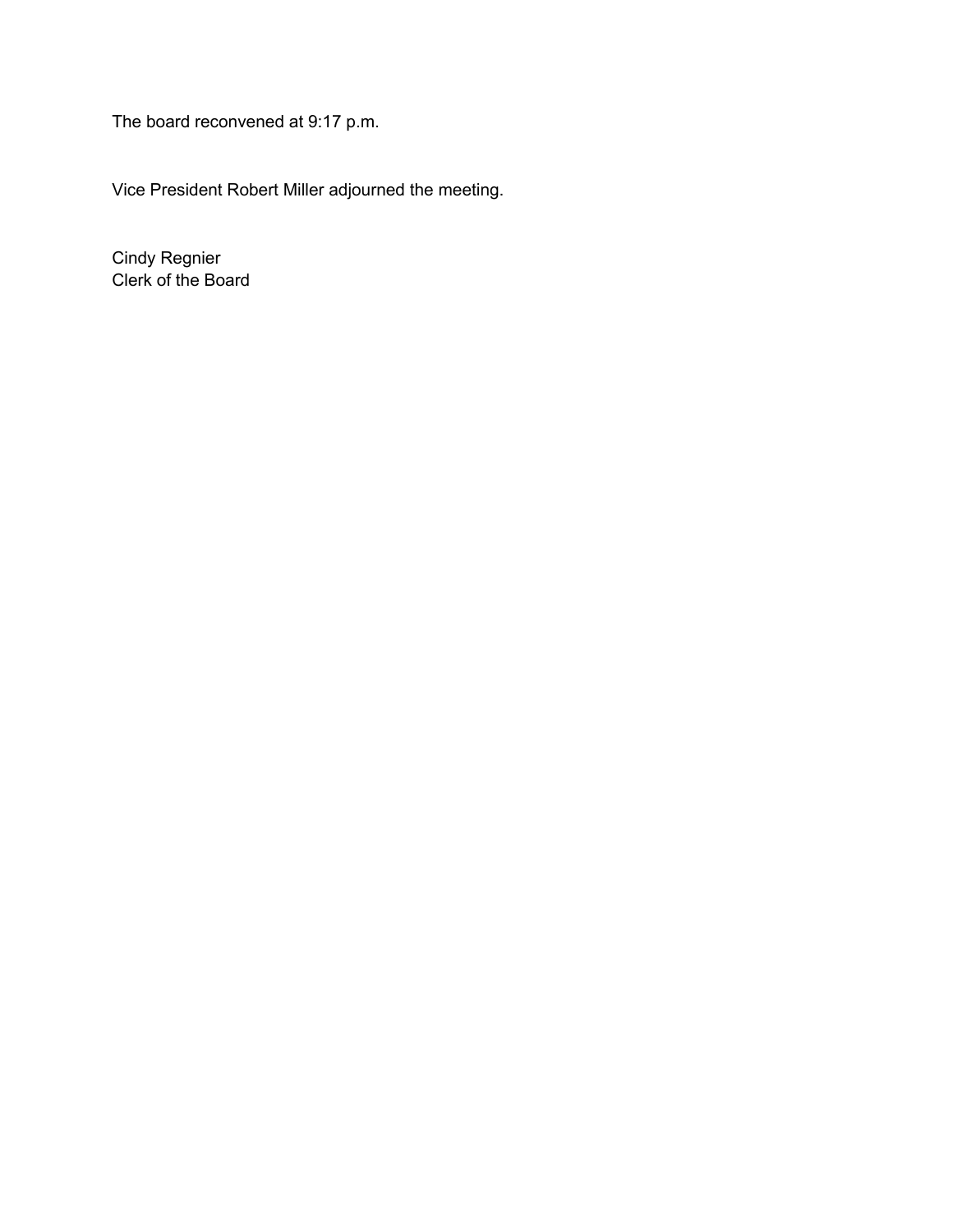The board reconvened at 9:17 p.m.

Vice President Robert Miller adjourned the meeting.

Cindy Regnier  
Clerk of the Board